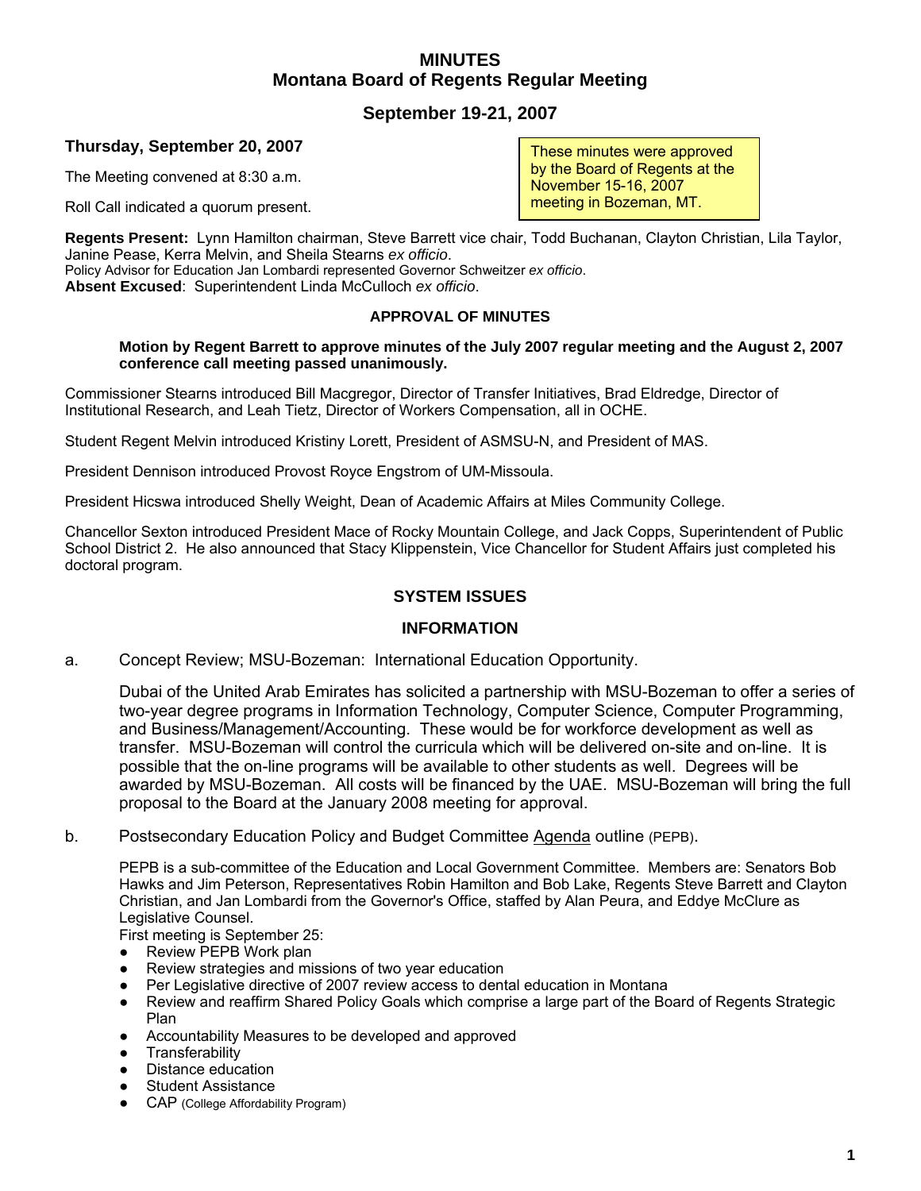# MINUTES
## Montana Board of Regents Regular Meeting

## September 19-21, 2007

### Thursday, September 20, 2007

These minutes were approved by the Board of Regents at the November 15-16, 2007 meeting in Bozeman, MT.

The Meeting convened at 8:30 a.m.

Roll Call indicated a quorum present.

**Regents Present:** Lynn Hamilton chairman, Steve Barrett vice chair, Todd Buchanan, Clayton Christian, Lila Taylor, Janine Pease, Kerra Melvin, and Sheila Stearns *ex officio*.
Policy Advisor for Education Jan Lombardi represented Governor Schweitzer *ex officio*.
**Absent Excused**: Superintendent Linda McCulloch *ex officio*.

**APPROVAL OF MINUTES**

> **Motion by Regent Barrett to approve minutes of the July 2007 regular meeting and the August 2, 2007 conference call meeting passed unanimously.**

Commissioner Stearns introduced Bill Macgregor, Director of Transfer Initiatives, Brad Eldredge, Director of Institutional Research, and Leah Tietz, Director of Workers Compensation, all in OCHE.

Student Regent Melvin introduced Kristiny Lorett, President of ASMSU-N, and President of MAS.

President Dennison introduced Provost Royce Engstrom of UM-Missoula.

President Hicswa introduced Shelly Weight, Dean of Academic Affairs at Miles Community College.

Chancellor Sexton introduced President Mace of Rocky Mountain College, and Jack Copps, Superintendent of Public School District 2. He also announced that Stacy Klippenstein, Vice Chancellor for Student Affairs just completed his doctoral program.

**SYSTEM ISSUES**

**INFORMATION**

a. Concept Review; MSU-Bozeman: International Education Opportunity.

Dubai of the United Arab Emirates has solicited a partnership with MSU-Bozeman to offer a series of two-year degree programs in Information Technology, Computer Science, Computer Programming, and Business/Management/Accounting. These would be for workforce development as well as transfer. MSU-Bozeman will control the curricula which will be delivered on-site and on-line. It is possible that the on-line programs will be available to other students as well. Degrees will be awarded by MSU-Bozeman. All costs will be financed by the UAE. MSU-Bozeman will bring the full proposal to the Board at the January 2008 meeting for approval.

b. Postsecondary Education Policy and Budget Committee Agenda outline (PEPB).

PEPB is a sub-committee of the Education and Local Government Committee. Members are: Senators Bob Hawks and Jim Peterson, Representatives Robin Hamilton and Bob Lake, Regents Steve Barrett and Clayton Christian, and Jan Lombardi from the Governor's Office, staffed by Alan Peura, and Eddye McClure as Legislative Counsel.
First meeting is September 25:

- Review PEPB Work plan
- Review strategies and missions of two year education
- Per Legislative directive of 2007 review access to dental education in Montana
- Review and reaffirm Shared Policy Goals which comprise a large part of the Board of Regents Strategic Plan
- Accountability Measures to be developed and approved
- Transferability
- Distance education
- Student Assistance
- CAP (College Affordability Program)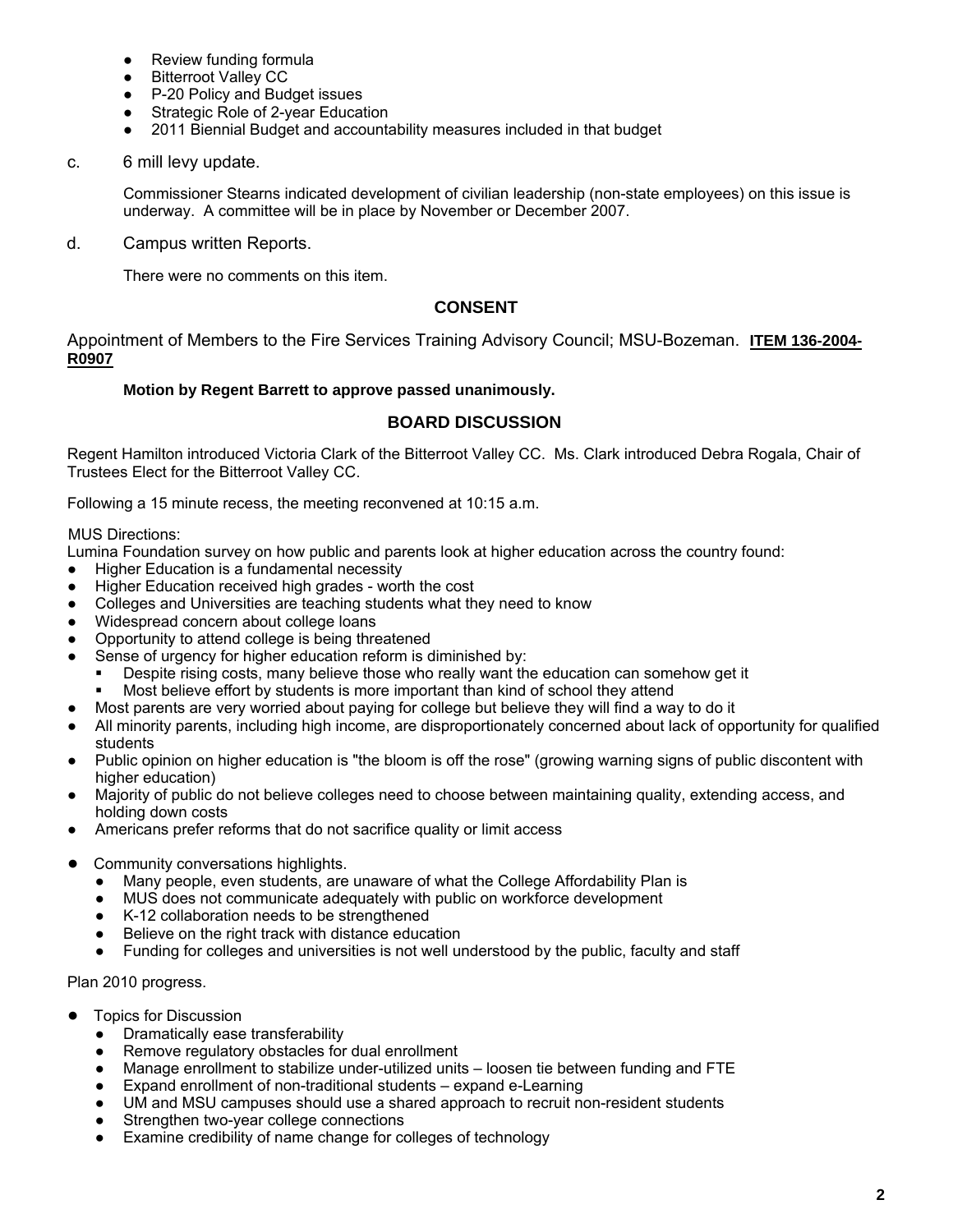- Review funding formula
- Bitterroot Valley CC
- P-20 Policy and Budget issues
- Strategic Role of 2-year Education
- 2011 Biennial Budget and accountability measures included in that budget

c. 6 mill levy update.

Commissioner Stearns indicated development of civilian leadership (non-state employees) on this issue is underway. A committee will be in place by November or December 2007.

d. Campus written Reports.

There were no comments on this item.

## CONSENT

Appointment of Members to the Fire Services Training Advisory Council; MSU-Bozeman. **ITEM 136-2004-R0907**

**Motion by Regent Barrett to approve passed unanimously.**

## BOARD DISCUSSION

Regent Hamilton introduced Victoria Clark of the Bitterroot Valley CC. Ms. Clark introduced Debra Rogala, Chair of Trustees Elect for the Bitterroot Valley CC.

Following a 15 minute recess, the meeting reconvened at 10:15 a.m.

MUS Directions:
Lumina Foundation survey on how public and parents look at higher education across the country found:

- Higher Education is a fundamental necessity
- Higher Education received high grades - worth the cost
- Colleges and Universities are teaching students what they need to know
- Widespread concern about college loans
- Opportunity to attend college is being threatened
- Sense of urgency for higher education reform is diminished by:
  - Despite rising costs, many believe those who really want the education can somehow get it
  - Most believe effort by students is more important than kind of school they attend
- Most parents are very worried about paying for college but believe they will find a way to do it
- All minority parents, including high income, are disproportionately concerned about lack of opportunity for qualified students
- Public opinion on higher education is "the bloom is off the rose" (growing warning signs of public discontent with higher education)
- Majority of public do not believe colleges need to choose between maintaining quality, extending access, and holding down costs
- Americans prefer reforms that do not sacrifice quality or limit access

- Community conversations highlights.
  - Many people, even students, are unaware of what the College Affordability Plan is
  - MUS does not communicate adequately with public on workforce development
  - K-12 collaboration needs to be strengthened
  - Believe on the right track with distance education
  - Funding for colleges and universities is not well understood by the public, faculty and staff

Plan 2010 progress.

- Topics for Discussion
  - Dramatically ease transferability
  - Remove regulatory obstacles for dual enrollment
  - Manage enrollment to stabilize under-utilized units – loosen tie between funding and FTE
  - Expand enrollment of non-traditional students – expand e-Learning
  - UM and MSU campuses should use a shared approach to recruit non-resident students
  - Strengthen two-year college connections
  - Examine credibility of name change for colleges of technology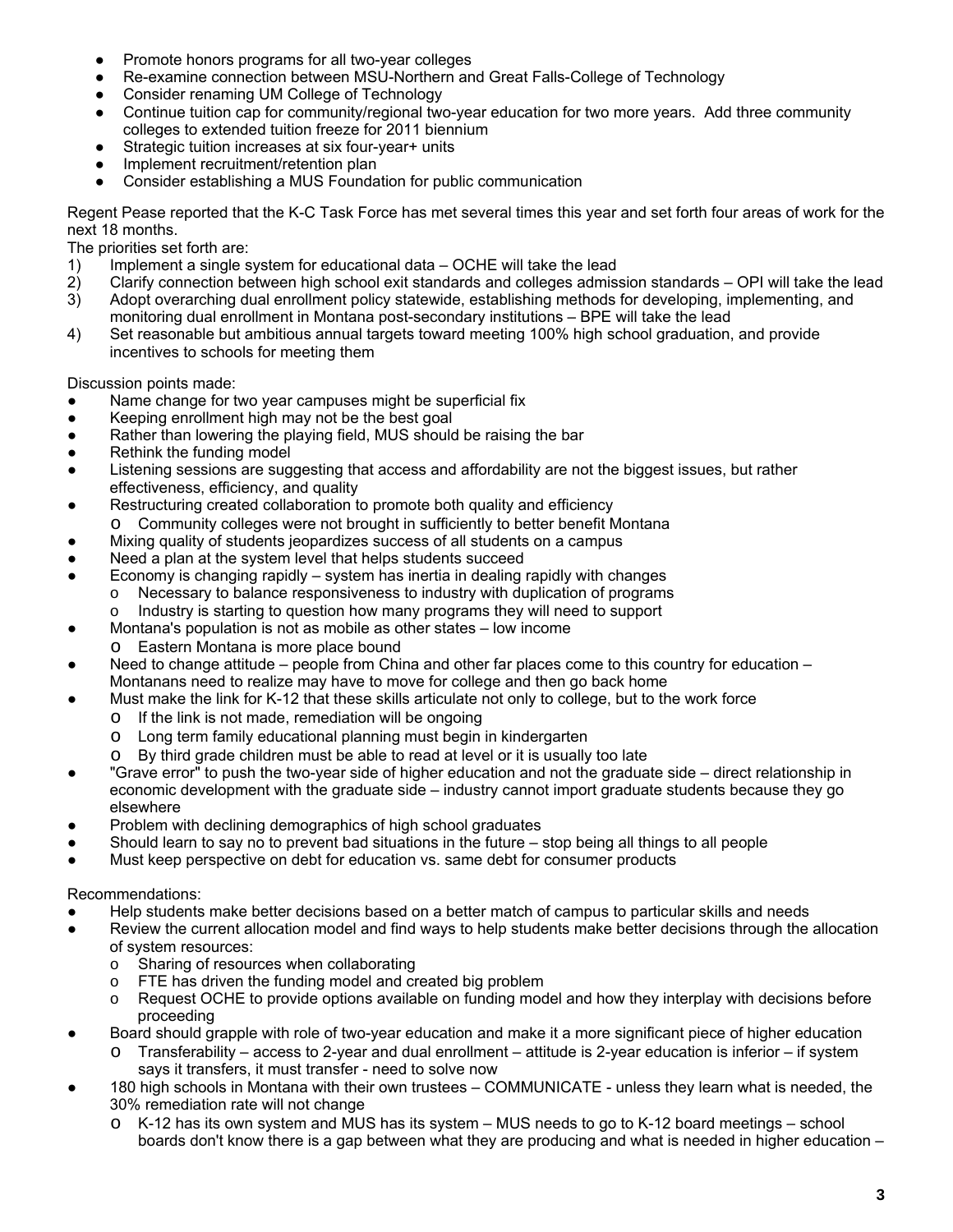- Promote honors programs for all two-year colleges
- Re-examine connection between MSU-Northern and Great Falls-College of Technology
- Consider renaming UM College of Technology
- Continue tuition cap for community/regional two-year education for two more years. Add three community colleges to extended tuition freeze for 2011 biennium
- Strategic tuition increases at six four-year+ units
- Implement recruitment/retention plan
- Consider establishing a MUS Foundation for public communication

Regent Pease reported that the K-C Task Force has met several times this year and set forth four areas of work for the next 18 months.

The priorities set forth are:

1) Implement a single system for educational data – OCHE will take the lead
2) Clarify connection between high school exit standards and colleges admission standards – OPI will take the lead
3) Adopt overarching dual enrollment policy statewide, establishing methods for developing, implementing, and monitoring dual enrollment in Montana post-secondary institutions – BPE will take the lead
4) Set reasonable but ambitious annual targets toward meeting 100% high school graduation, and provide incentives to schools for meeting them

Discussion points made:

- Name change for two year campuses might be superficial fix
- Keeping enrollment high may not be the best goal
- Rather than lowering the playing field, MUS should be raising the bar
- Rethink the funding model
- Listening sessions are suggesting that access and affordability are not the biggest issues, but rather effectiveness, efficiency, and quality
- Restructuring created collaboration to promote both quality and efficiency
  - Community colleges were not brought in sufficiently to better benefit Montana
- Mixing quality of students jeopardizes success of all students on a campus
- Need a plan at the system level that helps students succeed
- Economy is changing rapidly – system has inertia in dealing rapidly with changes
  - Necessary to balance responsiveness to industry with duplication of programs
  - Industry is starting to question how many programs they will need to support
- Montana's population is not as mobile as other states – low income
  - Eastern Montana is more place bound
- Need to change attitude – people from China and other far places come to this country for education – Montanans need to realize may have to move for college and then go back home
- Must make the link for K-12 that these skills articulate not only to college, but to the work force
  - If the link is not made, remediation will be ongoing
  - Long term family educational planning must begin in kindergarten
  - By third grade children must be able to read at level or it is usually too late
- "Grave error" to push the two-year side of higher education and not the graduate side – direct relationship in economic development with the graduate side – industry cannot import graduate students because they go elsewhere
- Problem with declining demographics of high school graduates
- Should learn to say no to prevent bad situations in the future – stop being all things to all people
- Must keep perspective on debt for education vs. same debt for consumer products

Recommendations:

- Help students make better decisions based on a better match of campus to particular skills and needs
- Review the current allocation model and find ways to help students make better decisions through the allocation of system resources:
  - Sharing of resources when collaborating
  - FTE has driven the funding model and created big problem
  - Request OCHE to provide options available on funding model and how they interplay with decisions before proceeding
- Board should grapple with role of two-year education and make it a more significant piece of higher education
  - Transferability – access to 2-year and dual enrollment – attitude is 2-year education is inferior – if system says it transfers, it must transfer - need to solve now
- 180 high schools in Montana with their own trustees – COMMUNICATE - unless they learn what is needed, the 30% remediation rate will not change
  - K-12 has its own system and MUS has its system – MUS needs to go to K-12 board meetings – school boards don't know there is a gap between what they are producing and what is needed in higher education –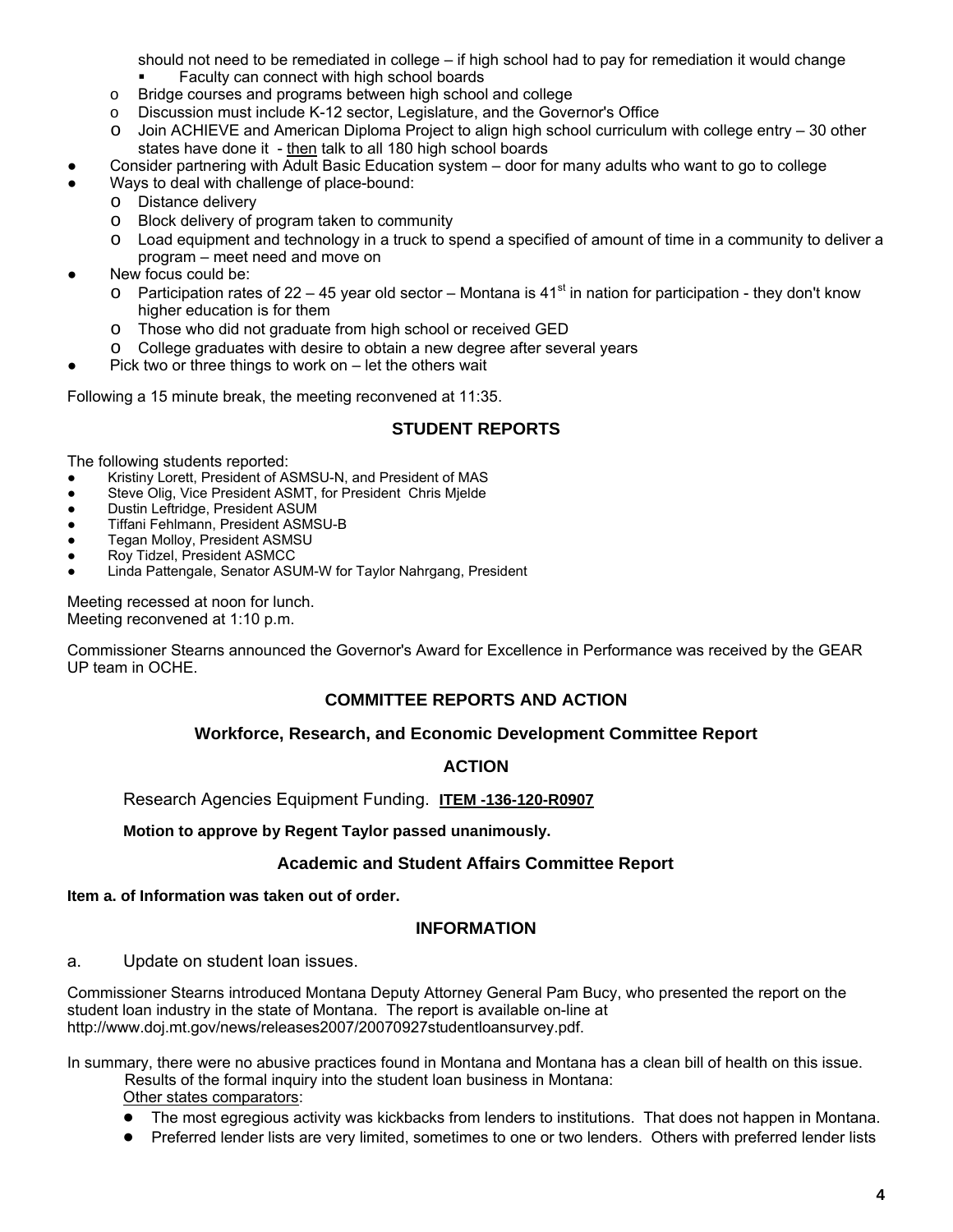should not need to be remediated in college – if high school had to pay for remediation it would change
            - Faculty can connect with high school boards
    - Bridge courses and programs between high school and college
    - Discussion must include K-12 sector, Legislature, and the Governor's Office
    - Join ACHIEVE and American Diploma Project to align high school curriculum with college entry – 30 other states have done it - then talk to all 180 high school boards
- Consider partnering with Adult Basic Education system – door for many adults who want to go to college
- Ways to deal with challenge of place-bound:
    - Distance delivery
    - Block delivery of program taken to community
    - Load equipment and technology in a truck to spend a specified of amount of time in a community to deliver a program – meet need and move on
- New focus could be:
    - Participation rates of 22 – 45 year old sector – Montana is 41st in nation for participation - they don't know higher education is for them
    - Those who did not graduate from high school or received GED
    - College graduates with desire to obtain a new degree after several years
- Pick two or three things to work on – let the others wait

Following a 15 minute break, the meeting reconvened at 11:35.

## STUDENT REPORTS

The following students reported:

- Kristiny Lorett, President of ASMSU-N, and President of MAS
- Steve Olig, Vice President ASMT, for President Chris Mjelde
- Dustin Leftridge, President ASUM
- Tiffani Fehlmann, President ASMSU-B
- Tegan Molloy, President ASMSU
- Roy Tidzel, President ASMCC
- Linda Pattengale, Senator ASUM-W for Taylor Nahrgang, President

Meeting recessed at noon for lunch.
Meeting reconvened at 1:10 p.m.

Commissioner Stearns announced the Governor's Award for Excellence in Performance was received by the GEAR UP team in OCHE.

## COMMITTEE REPORTS AND ACTION

### Workforce, Research, and Economic Development Committee Report

### ACTION

Research Agencies Equipment Funding. **ITEM -136-120-R0907**

**Motion to approve by Regent Taylor passed unanimously.**

### Academic and Student Affairs Committee Report

**Item a. of Information was taken out of order.**

### INFORMATION

a. Update on student loan issues.

Commissioner Stearns introduced Montana Deputy Attorney General Pam Bucy, who presented the report on the student loan industry in the state of Montana. The report is available on-line at http://www.doj.mt.gov/news/releases2007/20070927studentloansurvey.pdf.

In summary, there were no abusive practices found in Montana and Montana has a clean bill of health on this issue.
Results of the formal inquiry into the student loan business in Montana:
Other states comparators:

- The most egregious activity was kickbacks from lenders to institutions. That does not happen in Montana.
- Preferred lender lists are very limited, sometimes to one or two lenders. Others with preferred lender lists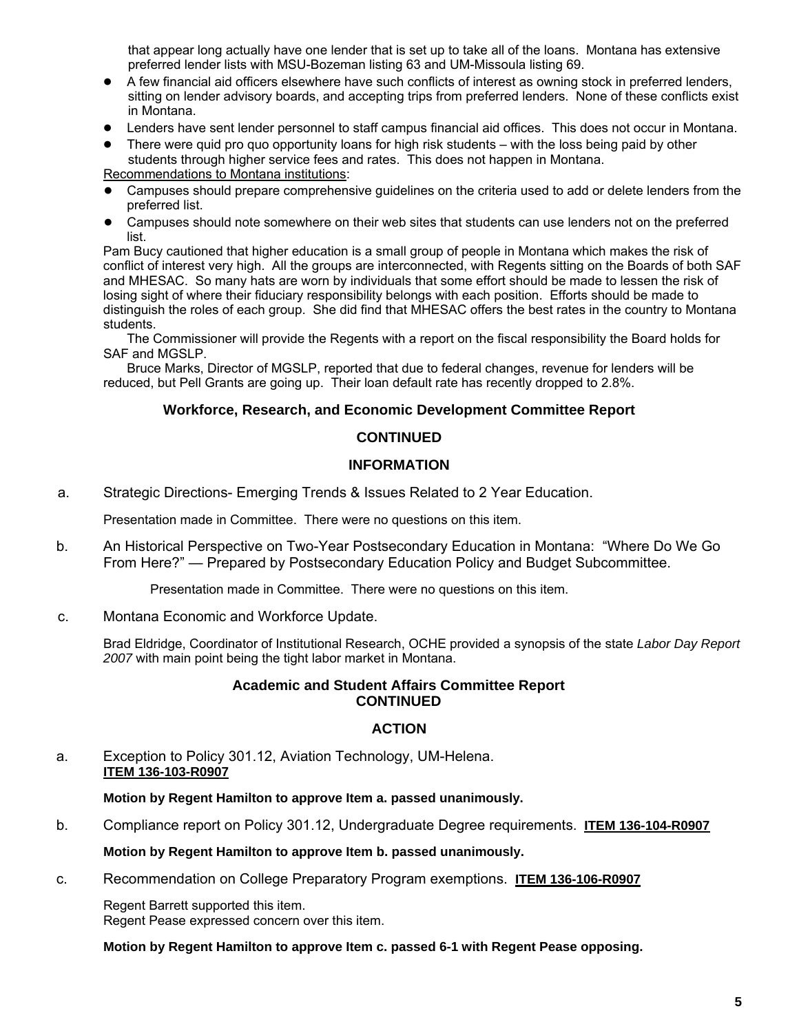that appear long actually have one lender that is set up to take all of the loans. Montana has extensive preferred lender lists with MSU-Bozeman listing 63 and UM-Missoula listing 69.

- A few financial aid officers elsewhere have such conflicts of interest as owning stock in preferred lenders, sitting on lender advisory boards, and accepting trips from preferred lenders. None of these conflicts exist in Montana.
- Lenders have sent lender personnel to staff campus financial aid offices. This does not occur in Montana.
- There were quid pro quo opportunity loans for high risk students – with the loss being paid by other students through higher service fees and rates. This does not happen in Montana.

Recommendations to Montana institutions:

- Campuses should prepare comprehensive guidelines on the criteria used to add or delete lenders from the preferred list.
- Campuses should note somewhere on their web sites that students can use lenders not on the preferred list.

Pam Bucy cautioned that higher education is a small group of people in Montana which makes the risk of conflict of interest very high. All the groups are interconnected, with Regents sitting on the Boards of both SAF and MHESAC. So many hats are worn by individuals that some effort should be made to lessen the risk of losing sight of where their fiduciary responsibility belongs with each position. Efforts should be made to distinguish the roles of each group. She did find that MHESAC offers the best rates in the country to Montana students.

The Commissioner will provide the Regents with a report on the fiscal responsibility the Board holds for SAF and MGSLP.

Bruce Marks, Director of MGSLP, reported that due to federal changes, revenue for lenders will be reduced, but Pell Grants are going up. Their loan default rate has recently dropped to 2.8%.

## Workforce, Research, and Economic Development Committee Report

### CONTINUED

### INFORMATION

a. Strategic Directions- Emerging Trends & Issues Related to 2 Year Education.

Presentation made in Committee. There were no questions on this item.

b. An Historical Perspective on Two-Year Postsecondary Education in Montana: "Where Do We Go From Here?" — Prepared by Postsecondary Education Policy and Budget Subcommittee.

Presentation made in Committee. There were no questions on this item.

c. Montana Economic and Workforce Update.

Brad Eldridge, Coordinator of Institutional Research, OCHE provided a synopsis of the state *Labor Day Report 2007* with main point being the tight labor market in Montana.

## Academic and Student Affairs Committee Report CONTINUED

### ACTION

a. Exception to Policy 301.12, Aviation Technology, UM-Helena.
**ITEM 136-103-R0907**

**Motion by Regent Hamilton to approve Item a. passed unanimously.**

b. Compliance report on Policy 301.12, Undergraduate Degree requirements. **ITEM 136-104-R0907**

**Motion by Regent Hamilton to approve Item b. passed unanimously.**

c. Recommendation on College Preparatory Program exemptions. **ITEM 136-106-R0907**

Regent Barrett supported this item.
Regent Pease expressed concern over this item.

**Motion by Regent Hamilton to approve Item c. passed 6-1 with Regent Pease opposing.**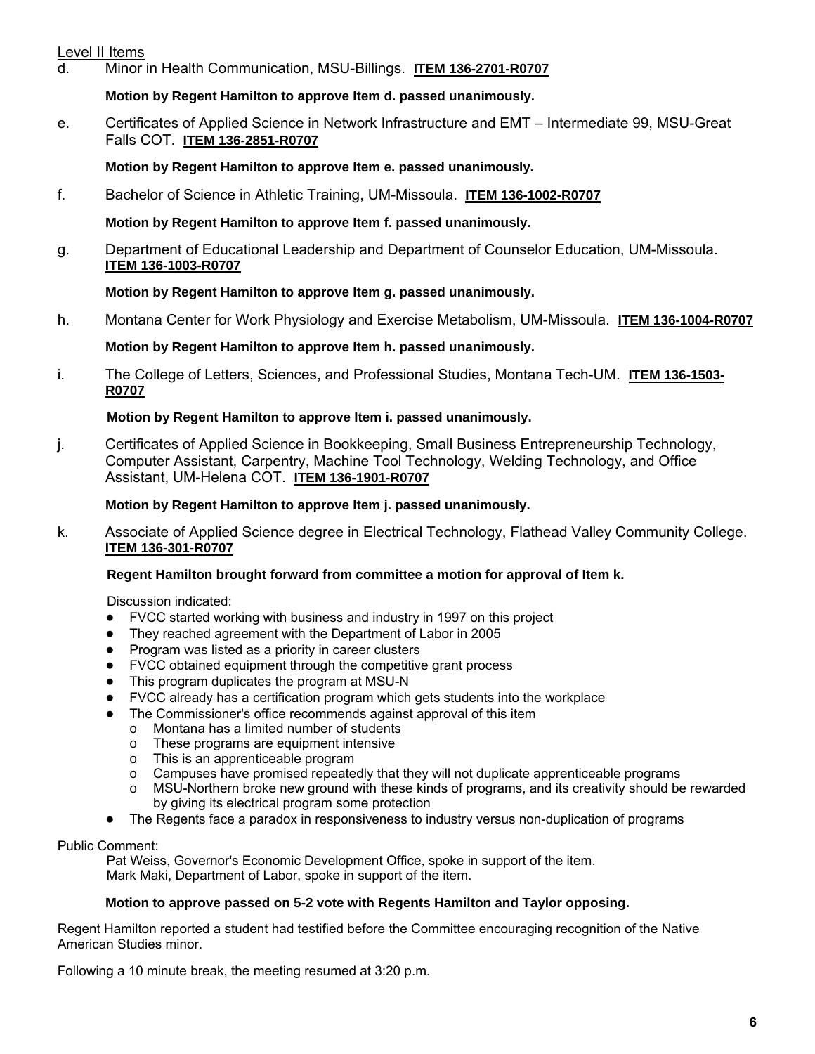Level II Items

d. Minor in Health Communication, MSU-Billings. **ITEM 136-2701-R0707**

**Motion by Regent Hamilton to approve Item d. passed unanimously.**

e. Certificates of Applied Science in Network Infrastructure and EMT – Intermediate 99, MSU-Great Falls COT. **ITEM 136-2851-R0707**

**Motion by Regent Hamilton to approve Item e. passed unanimously.**

f. Bachelor of Science in Athletic Training, UM-Missoula. **ITEM 136-1002-R0707**

**Motion by Regent Hamilton to approve Item f. passed unanimously.**

g. Department of Educational Leadership and Department of Counselor Education, UM-Missoula. **ITEM 136-1003-R0707**

**Motion by Regent Hamilton to approve Item g. passed unanimously.**

h. Montana Center for Work Physiology and Exercise Metabolism, UM-Missoula. **ITEM 136-1004-R0707**

**Motion by Regent Hamilton to approve Item h. passed unanimously.**

i. The College of Letters, Sciences, and Professional Studies, Montana Tech-UM. **ITEM 136-1503-R0707**

**Motion by Regent Hamilton to approve Item i. passed unanimously.**

j. Certificates of Applied Science in Bookkeeping, Small Business Entrepreneurship Technology, Computer Assistant, Carpentry, Machine Tool Technology, Welding Technology, and Office Assistant, UM-Helena COT. **ITEM 136-1901-R0707**

**Motion by Regent Hamilton to approve Item j. passed unanimously.**

k. Associate of Applied Science degree in Electrical Technology, Flathead Valley Community College. **ITEM 136-301-R0707**

**Regent Hamilton brought forward from committee a motion for approval of Item k.**

Discussion indicated:

- FVCC started working with business and industry in 1997 on this project
- They reached agreement with the Department of Labor in 2005
- Program was listed as a priority in career clusters
- FVCC obtained equipment through the competitive grant process
- This program duplicates the program at MSU-N
- FVCC already has a certification program which gets students into the workplace
- The Commissioner's office recommends against approval of this item
  - Montana has a limited number of students
  - These programs are equipment intensive
  - This is an apprenticeable program
  - Campuses have promised repeatedly that they will not duplicate apprenticeable programs
  - MSU-Northern broke new ground with these kinds of programs, and its creativity should be rewarded by giving its electrical program some protection
- The Regents face a paradox in responsiveness to industry versus non-duplication of programs

Public Comment:

Pat Weiss, Governor's Economic Development Office, spoke in support of the item.
Mark Maki, Department of Labor, spoke in support of the item.

**Motion to approve passed on 5-2 vote with Regents Hamilton and Taylor opposing.**

Regent Hamilton reported a student had testified before the Committee encouraging recognition of the Native American Studies minor.

Following a 10 minute break, the meeting resumed at 3:20 p.m.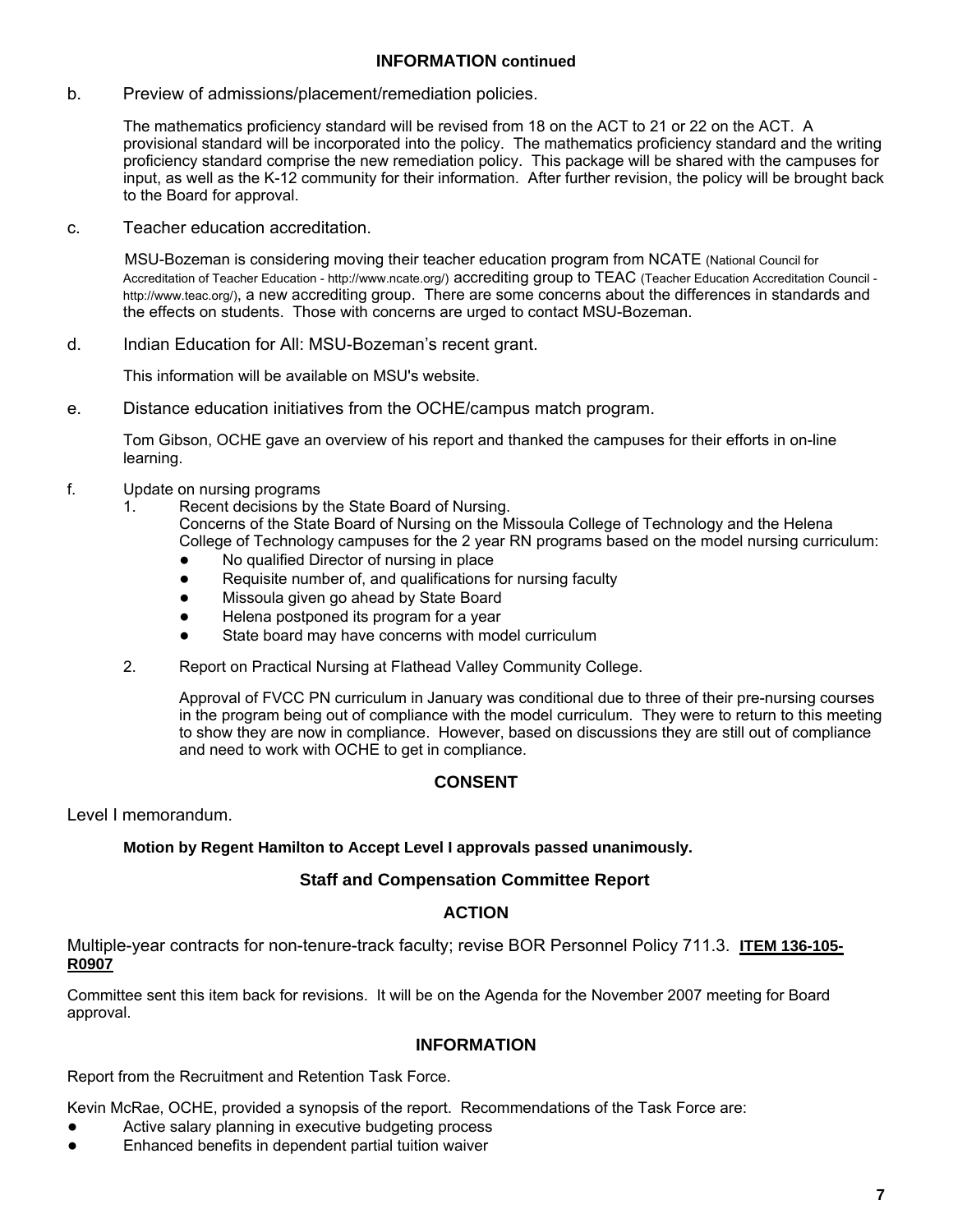### INFORMATION continued

b. Preview of admissions/placement/remediation policies.

The mathematics proficiency standard will be revised from 18 on the ACT to 21 or 22 on the ACT. A provisional standard will be incorporated into the policy. The mathematics proficiency standard and the writing proficiency standard comprise the new remediation policy. This package will be shared with the campuses for input, as well as the K-12 community for their information. After further revision, the policy will be brought back to the Board for approval.

c. Teacher education accreditation.

MSU-Bozeman is considering moving their teacher education program from NCATE (National Council for Accreditation of Teacher Education - http://www.ncate.org/) accrediting group to TEAC (Teacher Education Accreditation Council - http://www.teac.org/), a new accrediting group. There are some concerns about the differences in standards and the effects on students. Those with concerns are urged to contact MSU-Bozeman.

d. Indian Education for All: MSU-Bozeman's recent grant.

This information will be available on MSU's website.

e. Distance education initiatives from the OCHE/campus match program.

Tom Gibson, OCHE gave an overview of his report and thanked the campuses for their efforts in on-line learning.

f. Update on nursing programs

1. Recent decisions by the State Board of Nursing.
   Concerns of the State Board of Nursing on the Missoula College of Technology and the Helena College of Technology campuses for the 2 year RN programs based on the model nursing curriculum:
   - No qualified Director of nursing in place
   - Requisite number of, and qualifications for nursing faculty
   - Missoula given go ahead by State Board
   - Helena postponed its program for a year
   - State board may have concerns with model curriculum

2. Report on Practical Nursing at Flathead Valley Community College.

   Approval of FVCC PN curriculum in January was conditional due to three of their pre-nursing courses in the program being out of compliance with the model curriculum. They were to return to this meeting to show they are now in compliance. However, based on discussions they are still out of compliance and need to work with OCHE to get in compliance.

### CONSENT

Level I memorandum.

**Motion by Regent Hamilton to Accept Level I approvals passed unanimously.**

## Staff and Compensation Committee Report

### ACTION

Multiple-year contracts for non-tenure-track faculty; revise BOR Personnel Policy 711.3. **ITEM 136-105-R0907**

Committee sent this item back for revisions. It will be on the Agenda for the November 2007 meeting for Board approval.

### INFORMATION

Report from the Recruitment and Retention Task Force.

Kevin McRae, OCHE, provided a synopsis of the report. Recommendations of the Task Force are:

- Active salary planning in executive budgeting process
- Enhanced benefits in dependent partial tuition waiver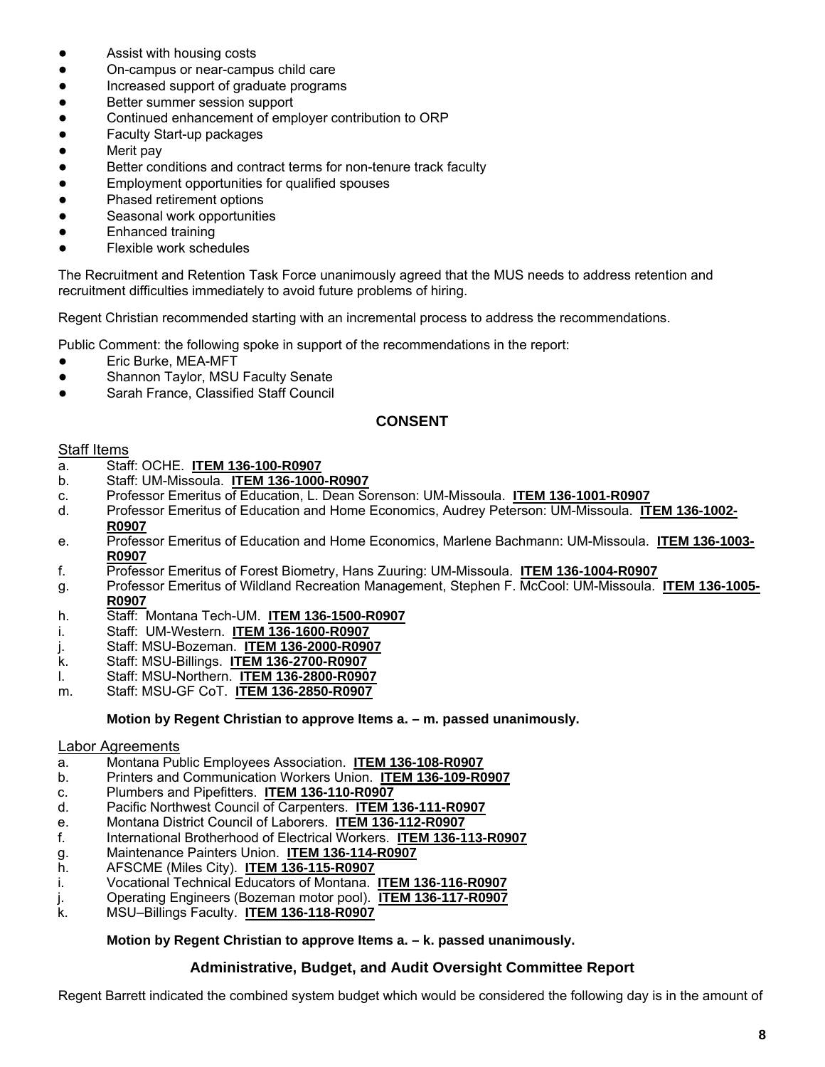- Assist with housing costs
- On-campus or near-campus child care
- Increased support of graduate programs
- Better summer session support
- Continued enhancement of employer contribution to ORP
- Faculty Start-up packages
- Merit pay
- Better conditions and contract terms for non-tenure track faculty
- Employment opportunities for qualified spouses
- Phased retirement options
- Seasonal work opportunities
- Enhanced training
- Flexible work schedules

The Recruitment and Retention Task Force unanimously agreed that the MUS needs to address retention and recruitment difficulties immediately to avoid future problems of hiring.

Regent Christian recommended starting with an incremental process to address the recommendations.

Public Comment: the following spoke in support of the recommendations in the report:

- Eric Burke, MEA-MFT
- Shannon Taylor, MSU Faculty Senate
- Sarah France, Classified Staff Council

## CONSENT

Staff Items

a. Staff: OCHE. **ITEM 136-100-R0907**
b. Staff: UM-Missoula. **ITEM 136-1000-R0907**
c. Professor Emeritus of Education, L. Dean Sorenson: UM-Missoula. **ITEM 136-1001-R0907**
d. Professor Emeritus of Education and Home Economics, Audrey Peterson: UM-Missoula. **ITEM 136-1002-R0907**
e. Professor Emeritus of Education and Home Economics, Marlene Bachmann: UM-Missoula. **ITEM 136-1003-R0907**
f. Professor Emeritus of Forest Biometry, Hans Zuuring: UM-Missoula. **ITEM 136-1004-R0907**
g. Professor Emeritus of Wildland Recreation Management, Stephen F. McCool: UM-Missoula. **ITEM 136-1005-R0907**
h. Staff: Montana Tech-UM. **ITEM 136-1500-R0907**
i. Staff: UM-Western. **ITEM 136-1600-R0907**
j. Staff: MSU-Bozeman. **ITEM 136-2000-R0907**
k. Staff: MSU-Billings. **ITEM 136-2700-R0907**
l. Staff: MSU-Northern. **ITEM 136-2800-R0907**
m. Staff: MSU-GF CoT. **ITEM 136-2850-R0907**

**Motion by Regent Christian to approve Items a. – m. passed unanimously.**

Labor Agreements

a. Montana Public Employees Association. **ITEM 136-108-R0907**
b. Printers and Communication Workers Union. **ITEM 136-109-R0907**
c. Plumbers and Pipefitters. **ITEM 136-110-R0907**
d. Pacific Northwest Council of Carpenters. **ITEM 136-111-R0907**
e. Montana District Council of Laborers. **ITEM 136-112-R0907**
f. International Brotherhood of Electrical Workers. **ITEM 136-113-R0907**
g. Maintenance Painters Union. **ITEM 136-114-R0907**
h. AFSCME (Miles City). **ITEM 136-115-R0907**
i. Vocational Technical Educators of Montana. **ITEM 136-116-R0907**
j. Operating Engineers (Bozeman motor pool). **ITEM 136-117-R0907**
k. MSU–Billings Faculty. **ITEM 136-118-R0907**

**Motion by Regent Christian to approve Items a. – k. passed unanimously.**

## Administrative, Budget, and Audit Oversight Committee Report

Regent Barrett indicated the combined system budget which would be considered the following day is in the amount of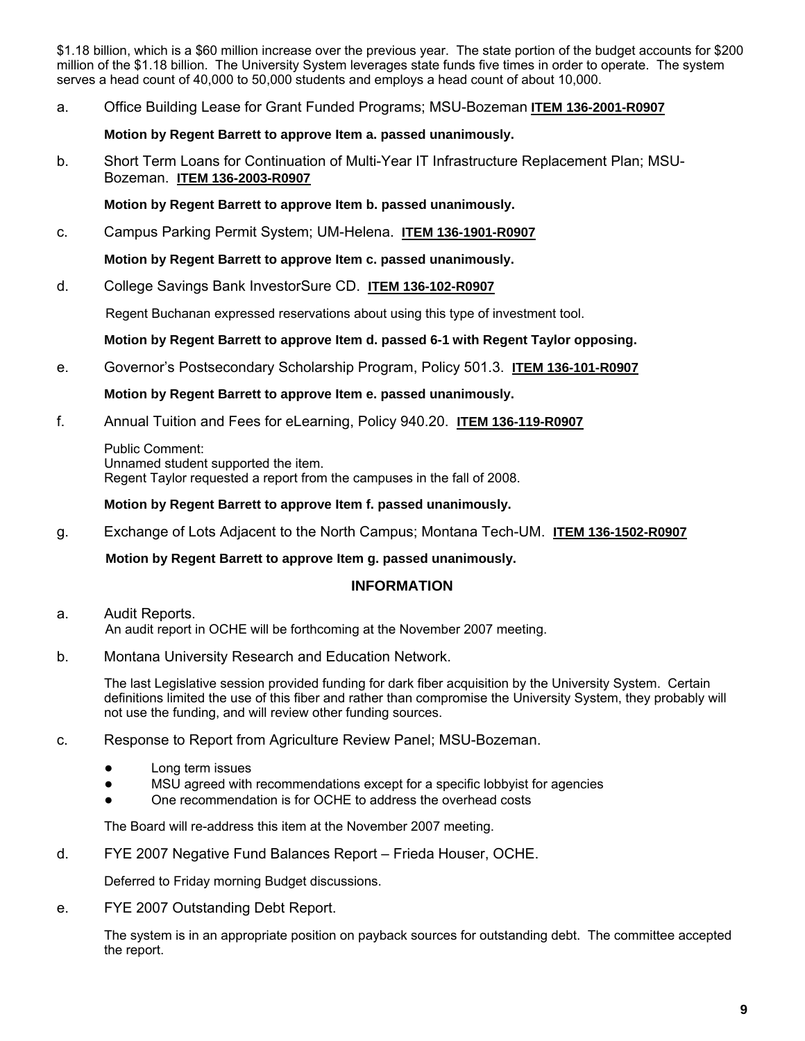$1.18 billion, which is a $60 million increase over the previous year. The state portion of the budget accounts for $200 million of the $1.18 billion. The University System leverages state funds five times in order to operate. The system serves a head count of 40,000 to 50,000 students and employs a head count of about 10,000.

a. Office Building Lease for Grant Funded Programs; MSU-Bozeman **ITEM 136-2001-R0907**

**Motion by Regent Barrett to approve Item a. passed unanimously.**

b. Short Term Loans for Continuation of Multi-Year IT Infrastructure Replacement Plan; MSU-Bozeman. **ITEM 136-2003-R0907**

**Motion by Regent Barrett to approve Item b. passed unanimously.**

c. Campus Parking Permit System; UM-Helena. **ITEM 136-1901-R0907**

**Motion by Regent Barrett to approve Item c. passed unanimously.**

d. College Savings Bank InvestorSure CD. **ITEM 136-102-R0907**

Regent Buchanan expressed reservations about using this type of investment tool.

**Motion by Regent Barrett to approve Item d. passed 6-1 with Regent Taylor opposing.**

e. Governor's Postsecondary Scholarship Program, Policy 501.3. **ITEM 136-101-R0907**

**Motion by Regent Barrett to approve Item e. passed unanimously.**

f. Annual Tuition and Fees for eLearning, Policy 940.20. **ITEM 136-119-R0907**

Public Comment:
Unnamed student supported the item.
Regent Taylor requested a report from the campuses in the fall of 2008.

**Motion by Regent Barrett to approve Item f. passed unanimously.**

g. Exchange of Lots Adjacent to the North Campus; Montana Tech-UM. **ITEM 136-1502-R0907**

**Motion by Regent Barrett to approve Item g. passed unanimously.**

## INFORMATION

a. Audit Reports.
An audit report in OCHE will be forthcoming at the November 2007 meeting.

b. Montana University Research and Education Network.

The last Legislative session provided funding for dark fiber acquisition by the University System. Certain definitions limited the use of this fiber and rather than compromise the University System, they probably will not use the funding, and will review other funding sources.

c. Response to Report from Agriculture Review Panel; MSU-Bozeman.

- Long term issues
- MSU agreed with recommendations except for a specific lobbyist for agencies
- One recommendation is for OCHE to address the overhead costs

The Board will re-address this item at the November 2007 meeting.

d. FYE 2007 Negative Fund Balances Report – Frieda Houser, OCHE.

Deferred to Friday morning Budget discussions.

e. FYE 2007 Outstanding Debt Report.

The system is in an appropriate position on payback sources for outstanding debt. The committee accepted the report.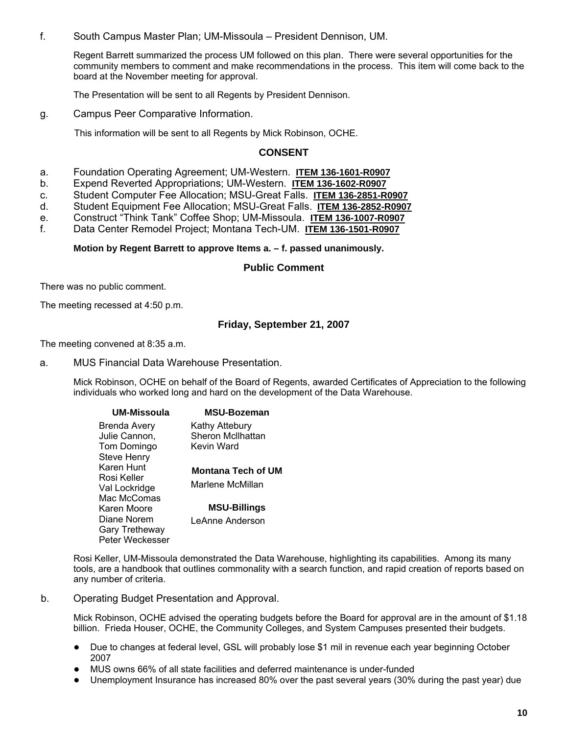f. South Campus Master Plan; UM-Missoula – President Dennison, UM.

Regent Barrett summarized the process UM followed on this plan. There were several opportunities for the community members to comment and make recommendations in the process. This item will come back to the board at the November meeting for approval.

The Presentation will be sent to all Regents by President Dennison.

g. Campus Peer Comparative Information.

This information will be sent to all Regents by Mick Robinson, OCHE.

### CONSENT

a. Foundation Operating Agreement; UM-Western. **ITEM 136-1601-R0907**
b. Expend Reverted Appropriations; UM-Western. **ITEM 136-1602-R0907**
c. Student Computer Fee Allocation; MSU-Great Falls. **ITEM 136-2851-R0907**
d. Student Equipment Fee Allocation; MSU-Great Falls. **ITEM 136-2852-R0907**
e. Construct "Think Tank" Coffee Shop; UM-Missoula. **ITEM 136-1007-R0907**
f. Data Center Remodel Project; Montana Tech-UM. **ITEM 136-1501-R0907**

**Motion by Regent Barrett to approve Items a. – f. passed unanimously.**

### Public Comment

There was no public comment.

The meeting recessed at 4:50 p.m.

### Friday, September 21, 2007

The meeting convened at 8:35 a.m.

a. MUS Financial Data Warehouse Presentation.

Mick Robinson, OCHE on behalf of the Board of Regents, awarded Certificates of Appreciation to the following individuals who worked long and hard on the development of the Data Warehouse.

**UM-Missoula**

Brenda Avery
Julie Cannon,
Tom Domingo
Steve Henry
Karen Hunt
Rosi Keller
Val Lockridge
Mac McComas
Karen Moore
Diane Norem
Gary Tretheway
Peter Weckesser

**MSU-Bozeman**

Kathy Attebury
Sheron McIlhattan
Kevin Ward

**Montana Tech of UM**

Marlene McMillan

**MSU-Billings**

LeAnne Anderson

Rosi Keller, UM-Missoula demonstrated the Data Warehouse, highlighting its capabilities. Among its many tools, are a handbook that outlines commonality with a search function, and rapid creation of reports based on any number of criteria.

b. Operating Budget Presentation and Approval.

Mick Robinson, OCHE advised the operating budgets before the Board for approval are in the amount of $1.18 billion. Frieda Houser, OCHE, the Community Colleges, and System Campuses presented their budgets.

- Due to changes at federal level, GSL will probably lose $1 mil in revenue each year beginning October 2007
- MUS owns 66% of all state facilities and deferred maintenance is under-funded
- Unemployment Insurance has increased 80% over the past several years (30% during the past year) due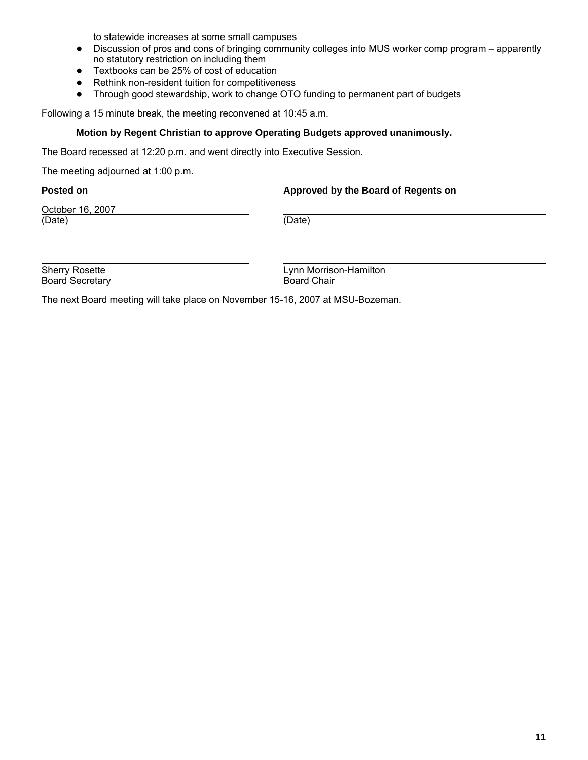to statewide increases at some small campuses

- Discussion of pros and cons of bringing community colleges into MUS worker comp program – apparently no statutory restriction on including them
- Textbooks can be 25% of cost of education
- Rethink non-resident tuition for competitiveness
- Through good stewardship, work to change OTO funding to permanent part of budgets

Following a 15 minute break, the meeting reconvened at 10:45 a.m.

**Motion by Regent Christian to approve Operating Budgets approved unanimously.**

The Board recessed at 12:20 p.m. and went directly into Executive Session.

The meeting adjourned at 1:00 p.m.

| | |
|---|---|
| **Posted on** | **Approved by the Board of Regents on** |
| October 16, 2007 | |
| (Date) | (Date) |
| | |
| Sherry Rosette | Lynn Morrison-Hamilton |
| Board Secretary | Board Chair |

The next Board meeting will take place on November 15-16, 2007 at MSU-Bozeman.